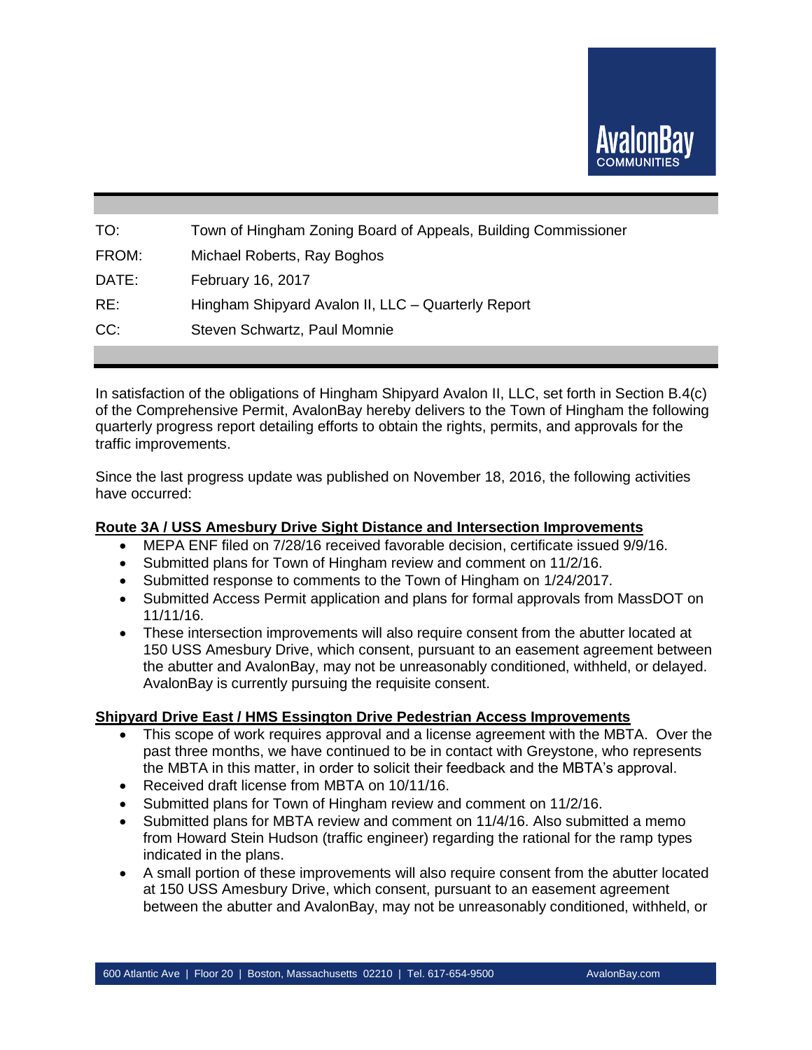AvalonBay COMMUNITIES

| | |
|---|---|
| TO: | Town of Hingham Zoning Board of Appeals, Building Commissioner |
| FROM: | Michael Roberts, Ray Boghos |
| DATE: | February 16, 2017 |
| RE: | Hingham Shipyard Avalon II, LLC – Quarterly Report |
| CC: | Steven Schwartz, Paul Momnie |

In satisfaction of the obligations of Hingham Shipyard Avalon II, LLC, set forth in Section B.4(c) of the Comprehensive Permit, AvalonBay hereby delivers to the Town of Hingham the following quarterly progress report detailing efforts to obtain the rights, permits, and approvals for the traffic improvements.

Since the last progress update was published on November 18, 2016, the following activities have occurred:

**<u>Route 3A / USS Amesbury Drive Sight Distance and Intersection Improvements</u>**

- MEPA ENF filed on 7/28/16 received favorable decision, certificate issued 9/9/16.
- Submitted plans for Town of Hingham review and comment on 11/2/16.
- Submitted response to comments to the Town of Hingham on 1/24/2017.
- Submitted Access Permit application and plans for formal approvals from MassDOT on 11/11/16.
- These intersection improvements will also require consent from the abutter located at 150 USS Amesbury Drive, which consent, pursuant to an easement agreement between the abutter and AvalonBay, may not be unreasonably conditioned, withheld, or delayed. AvalonBay is currently pursuing the requisite consent.

**<u>Shipyard Drive East / HMS Essington Drive Pedestrian Access Improvements</u>**

- This scope of work requires approval and a license agreement with the MBTA. Over the past three months, we have continued to be in contact with Greystone, who represents the MBTA in this matter, in order to solicit their feedback and the MBTA's approval.
- Received draft license from MBTA on 10/11/16.
- Submitted plans for Town of Hingham review and comment on 11/2/16.
- Submitted plans for MBTA review and comment on 11/4/16. Also submitted a memo from Howard Stein Hudson (traffic engineer) regarding the rational for the ramp types indicated in the plans.
- A small portion of these improvements will also require consent from the abutter located at 150 USS Amesbury Drive, which consent, pursuant to an easement agreement between the abutter and AvalonBay, may not be unreasonably conditioned, withheld, or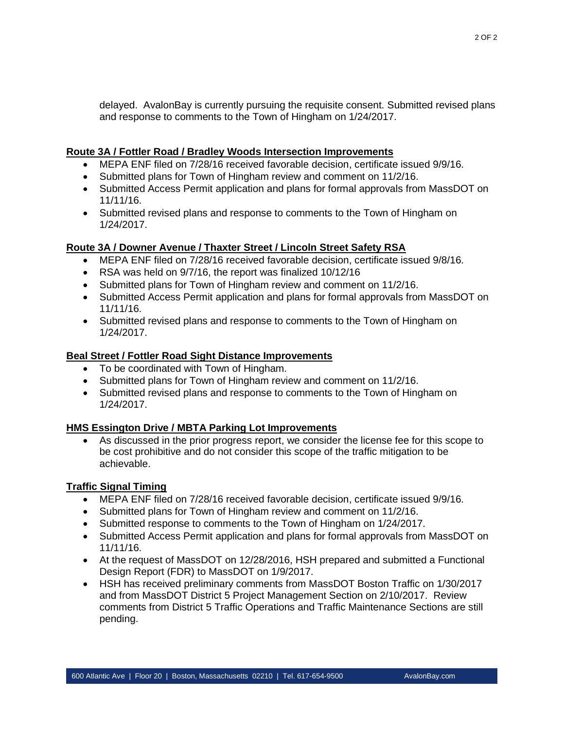delayed. AvalonBay is currently pursuing the requisite consent. Submitted revised plans and response to comments to the Town of Hingham on 1/24/2017.

**Route 3A / Fottler Road / Bradley Woods Intersection Improvements**

- MEPA ENF filed on 7/28/16 received favorable decision, certificate issued 9/9/16.
- Submitted plans for Town of Hingham review and comment on 11/2/16.
- Submitted Access Permit application and plans for formal approvals from MassDOT on 11/11/16.
- Submitted revised plans and response to comments to the Town of Hingham on 1/24/2017.

**Route 3A / Downer Avenue / Thaxter Street / Lincoln Street Safety RSA**

- MEPA ENF filed on 7/28/16 received favorable decision, certificate issued 9/8/16.
- RSA was held on 9/7/16, the report was finalized 10/12/16
- Submitted plans for Town of Hingham review and comment on 11/2/16.
- Submitted Access Permit application and plans for formal approvals from MassDOT on 11/11/16.
- Submitted revised plans and response to comments to the Town of Hingham on 1/24/2017.

**Beal Street / Fottler Road Sight Distance Improvements**

- To be coordinated with Town of Hingham.
- Submitted plans for Town of Hingham review and comment on 11/2/16.
- Submitted revised plans and response to comments to the Town of Hingham on 1/24/2017.

**HMS Essington Drive / MBTA Parking Lot Improvements**

- As discussed in the prior progress report, we consider the license fee for this scope to be cost prohibitive and do not consider this scope of the traffic mitigation to be achievable.

**Traffic Signal Timing**

- MEPA ENF filed on 7/28/16 received favorable decision, certificate issued 9/9/16.
- Submitted plans for Town of Hingham review and comment on 11/2/16.
- Submitted response to comments to the Town of Hingham on 1/24/2017.
- Submitted Access Permit application and plans for formal approvals from MassDOT on 11/11/16.
- At the request of MassDOT on 12/28/2016, HSH prepared and submitted a Functional Design Report (FDR) to MassDOT on 1/9/2017.
- HSH has received preliminary comments from MassDOT Boston Traffic on 1/30/2017 and from MassDOT District 5 Project Management Section on 2/10/2017. Review comments from District 5 Traffic Operations and Traffic Maintenance Sections are still pending.